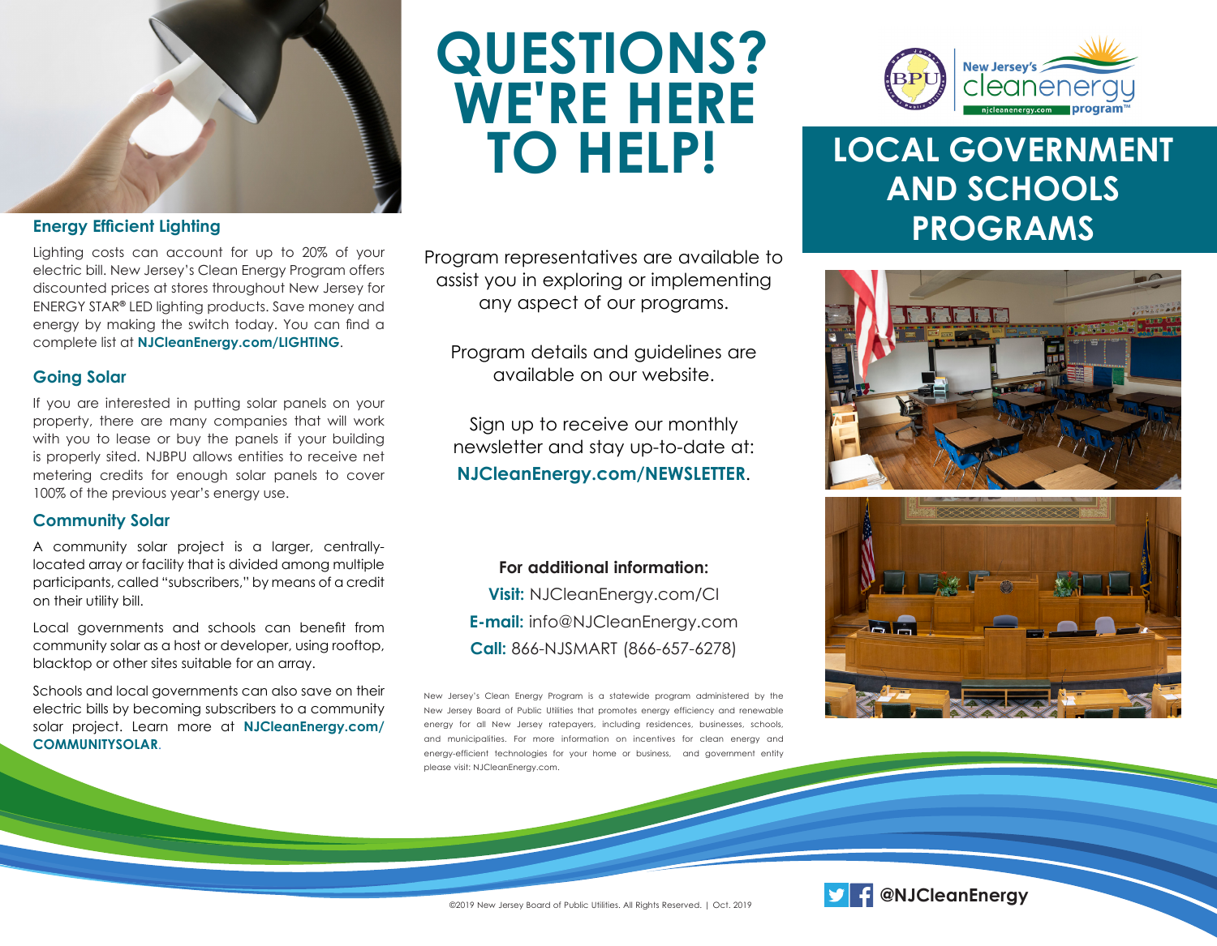## Energy Efficient Lighting

Lighting costs can account for up to 20% of your electric bill. New Jersey's Clean Energy Program offers discounted prices at stores throughout New Jersey for ENERGY STAR® LED lighting products. Save money and energy by making the switch today. You can find a complete list at **NJCleanEnergy.com/LIGHTING**.

## Going Solar

If you are interested in putting solar panels on your property, there are many companies that will work with you to lease or buy the panels if your building is properly sited. NJBPU allows entities to receive net metering credits for enough solar panels to cover 100% of the previous year's energy use.

## Community Solar

A community solar project is a larger, centrally-located array or facility that is divided among multiple participants, called "subscribers," by means of a credit on their utility bill.

Local governments and schools can benefit from community solar as a host or developer, using rooftop, blacktop or other sites suitable for an array.

Schools and local governments can also save on their electric bills by becoming subscribers to a community solar project. Learn more at **NJCleanEnergy.com/COMMUNITYSOLAR**.

# QUESTIONS? WE'RE HERE TO HELP!

Program representatives are available to assist you in exploring or implementing any aspect of our programs.

Program details and guidelines are available on our website.

Sign up to receive our monthly newsletter and stay up-to-date at: **NJCleanEnergy.com/NEWSLETTER**.

**For additional information:**

**Visit:** NJCleanEnergy.com/CI
**E-mail:** info@NJCleanEnergy.com
**Call:** 866-NJSMART (866-657-6278)

New Jersey's Clean Energy Program is a statewide program administered by the New Jersey Board of Public Utilities that promotes energy efficiency and renewable energy for all New Jersey ratepayers, including residences, businesses, schools, and municipalities. For more information on incentives for clean energy and energy-efficient technologies for your home or business, and government entity please visit: NJCleanEnergy.com.

©2019 New Jersey Board of Public Utilities. All Rights Reserved. | Oct. 2019

New Jersey's cleanenergy program™ — njcleanenergy.com

# LOCAL GOVERNMENT AND SCHOOLS PROGRAMS

@NJCleanEnergy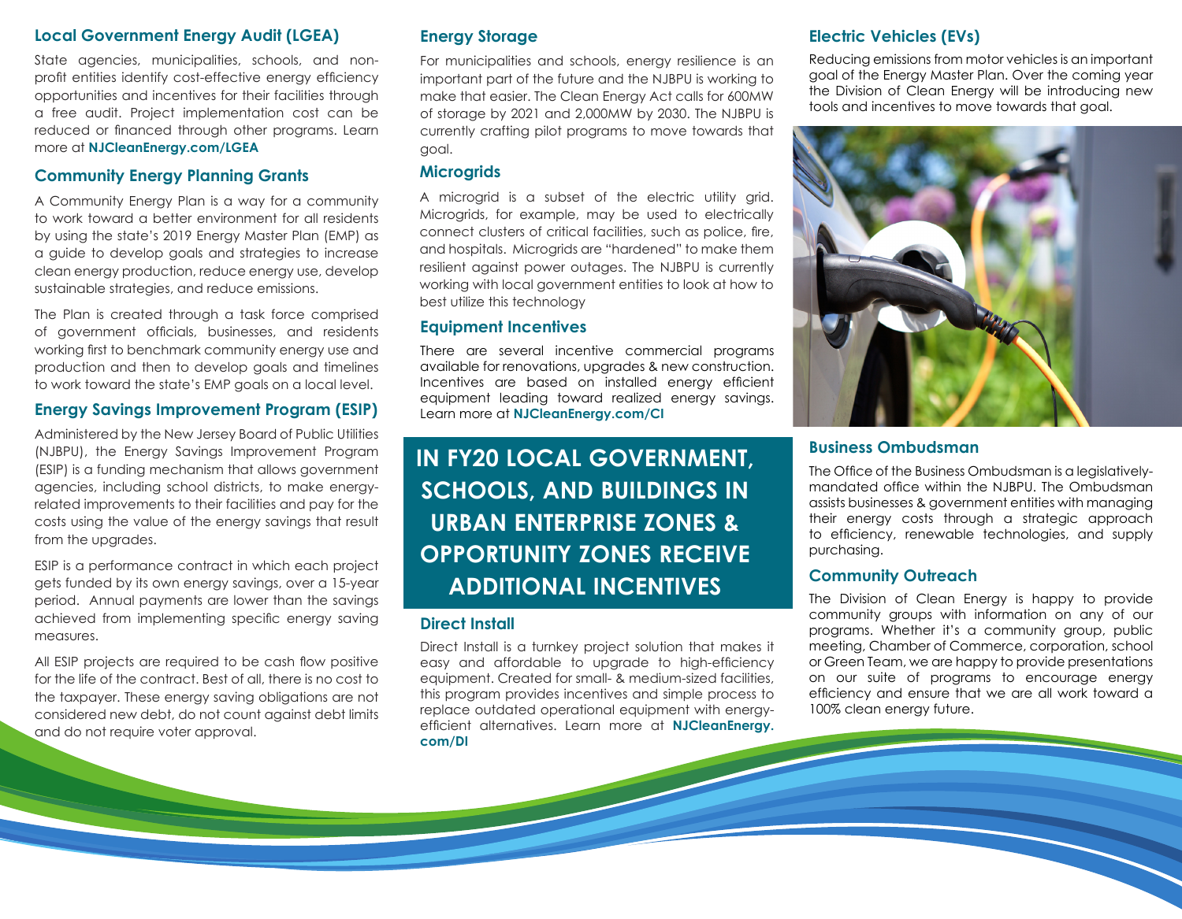## Local Government Energy Audit (LGEA)

State agencies, municipalities, schools, and non-profit entities identify cost-effective energy efficiency opportunities and incentives for their facilities through a free audit. Project implementation cost can be reduced or financed through other programs. Learn more at **NJCleanEnergy.com/LGEA**

## Community Energy Planning Grants

A Community Energy Plan is a way for a community to work toward a better environment for all residents by using the state's 2019 Energy Master Plan (EMP) as a guide to develop goals and strategies to increase clean energy production, reduce energy use, develop sustainable strategies, and reduce emissions.

The Plan is created through a task force comprised of government officials, businesses, and residents working first to benchmark community energy use and production and then to develop goals and timelines to work toward the state's EMP goals on a local level.

## Energy Savings Improvement Program (ESIP)

Administered by the New Jersey Board of Public Utilities (NJBPU), the Energy Savings Improvement Program (ESIP) is a funding mechanism that allows government agencies, including school districts, to make energy-related improvements to their facilities and pay for the costs using the value of the energy savings that result from the upgrades.

ESIP is a performance contract in which each project gets funded by its own energy savings, over a 15-year period. Annual payments are lower than the savings achieved from implementing specific energy saving measures.

All ESIP projects are required to be cash flow positive for the life of the contract. Best of all, there is no cost to the taxpayer. These energy saving obligations are not considered new debt, do not count against debt limits and do not require voter approval.

## Energy Storage

For municipalities and schools, energy resilience is an important part of the future and the NJBPU is working to make that easier. The Clean Energy Act calls for 600MW of storage by 2021 and 2,000MW by 2030. The NJBPU is currently crafting pilot programs to move towards that goal.

## Microgrids

A microgrid is a subset of the electric utility grid. Microgrids, for example, may be used to electrically connect clusters of critical facilities, such as police, fire, and hospitals. Microgrids are "hardened" to make them resilient against power outages. The NJBPU is currently working with local government entities to look at how to best utilize this technology

## Equipment Incentives

There are several incentive commercial programs available for renovations, upgrades & new construction. Incentives are based on installed energy efficient equipment leading toward realized energy savings. Learn more at **NJCleanEnergy.com/CI**

**IN FY20 LOCAL GOVERNMENT, SCHOOLS, AND BUILDINGS IN URBAN ENTERPRISE ZONES & OPPORTUNITY ZONES RECEIVE ADDITIONAL INCENTIVES**

## Direct Install

Direct Install is a turnkey project solution that makes it easy and affordable to upgrade to high-efficiency equipment. Created for small- & medium-sized facilities, this program provides incentives and simple process to replace outdated operational equipment with energy-efficient alternatives. Learn more at **NJCleanEnergy.com/DI**

## Electric Vehicles (EVs)

Reducing emissions from motor vehicles is an important goal of the Energy Master Plan. Over the coming year the Division of Clean Energy will be introducing new tools and incentives to move towards that goal.

## Business Ombudsman

The Office of the Business Ombudsman is a legislatively-mandated office within the NJBPU. The Ombudsman assists businesses & government entities with managing their energy costs through a strategic approach to efficiency, renewable technologies, and supply purchasing.

## Community Outreach

The Division of Clean Energy is happy to provide community groups with information on any of our programs. Whether it's a community group, public meeting, Chamber of Commerce, corporation, school or Green Team, we are happy to provide presentations on our suite of programs to encourage energy efficiency and ensure that we are all work toward a 100% clean energy future.